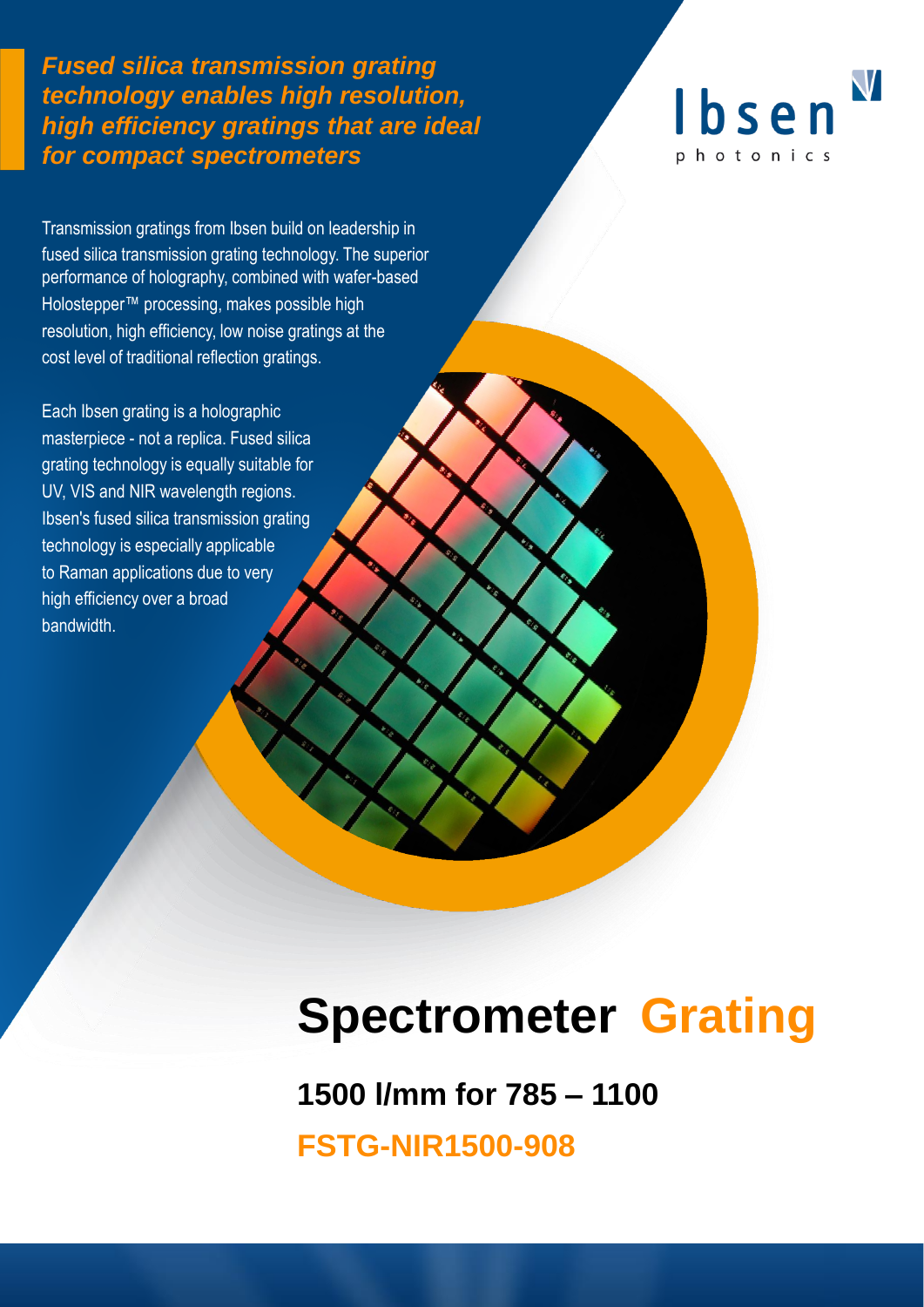***Fused silica transmission grating technology enables high resolution, high efficiency gratings that are ideal for compact spectrometers***

Ibsen photonics

Transmission gratings from Ibsen build on leadership in fused silica transmission grating technology. The superior performance of holography, combined with wafer-based Holostepper™ processing, makes possible high resolution, high efficiency, low noise gratings at the cost level of traditional reflection gratings.

Each Ibsen grating is a holographic masterpiece - not a replica. Fused silica grating technology is equally suitable for UV, VIS and NIR wavelength regions. Ibsen's fused silica transmission grating technology is especially applicable to Raman applications due to very high efficiency over a broad bandwidth.

# Spectrometer Grating

## 1500 l/mm for 785 – 1100

## FSTG-NIR1500-908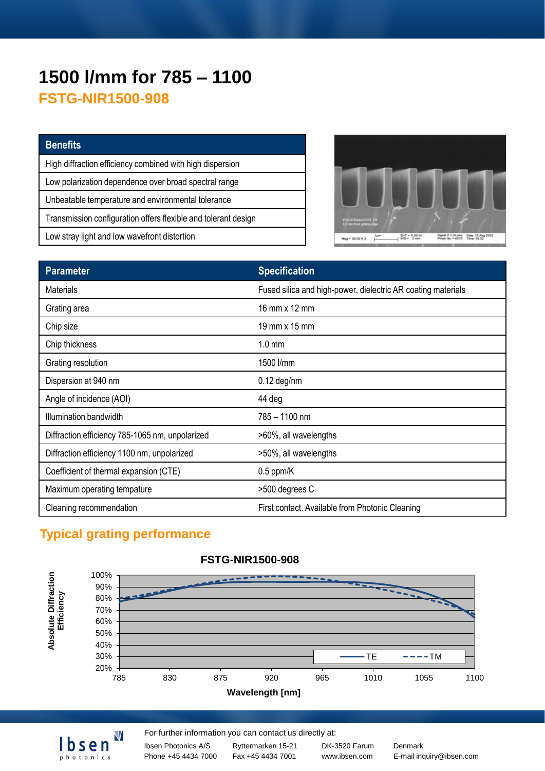# 1500 l/mm for 785 – 1100

## FSTG-NIR1500-908

| Benefits |
|---|
| High diffraction efficiency combined with high dispersion |
| Low polarization dependence over broad spectral range |
| Unbeatable temperature and environmental tolerance |
| Transmission configuration offers flexible and tolerant design |
| Low stray light and low wavefront distortion |

| Parameter | Specification |
|---|---|
| Materials | Fused silica and high-power, dielectric AR coating materials |
| Grating area | 16 mm x 12 mm |
| Chip size | 19 mm x 15 mm |
| Chip thickness | 1.0 mm |
| Grating resolution | 1500 l/mm |
| Dispersion at 940 nm | 0.12 deg/nm |
| Angle of incidence (AOI) | 44 deg |
| Illumination bandwidth | 785 – 1100 nm |
| Diffraction efficiency 785-1065 nm, unpolarized | >60%, all wavelengths |
| Diffraction efficiency 1100 nm, unpolarized | >50%, all wavelengths |
| Coefficient of thermal expansion (CTE) | 0.5 ppm/K |
| Maximum operating tempature | >500 degrees C |
| Cleaning recommendation | First contact. Available from Photonic Cleaning |

## Typical grating performance

FSTG-NIR1500-908

Absolute Diffraction Efficiency

100%
90%
80%
70%
60%
50%
40%
30%
20%

785 830 875 920 965 1010 1055 1100

Wavelength [nm]

TE
TM

For further information you can contact us directly at:

Ibsen Photonics A/S | Ryttermarken 15-21 | DK-3520 Farum | Denmark

Phone +45 4434 7000 | Fax +45 4434 7001 | www.ibsen.com | E-mail inquiry@ibsen.com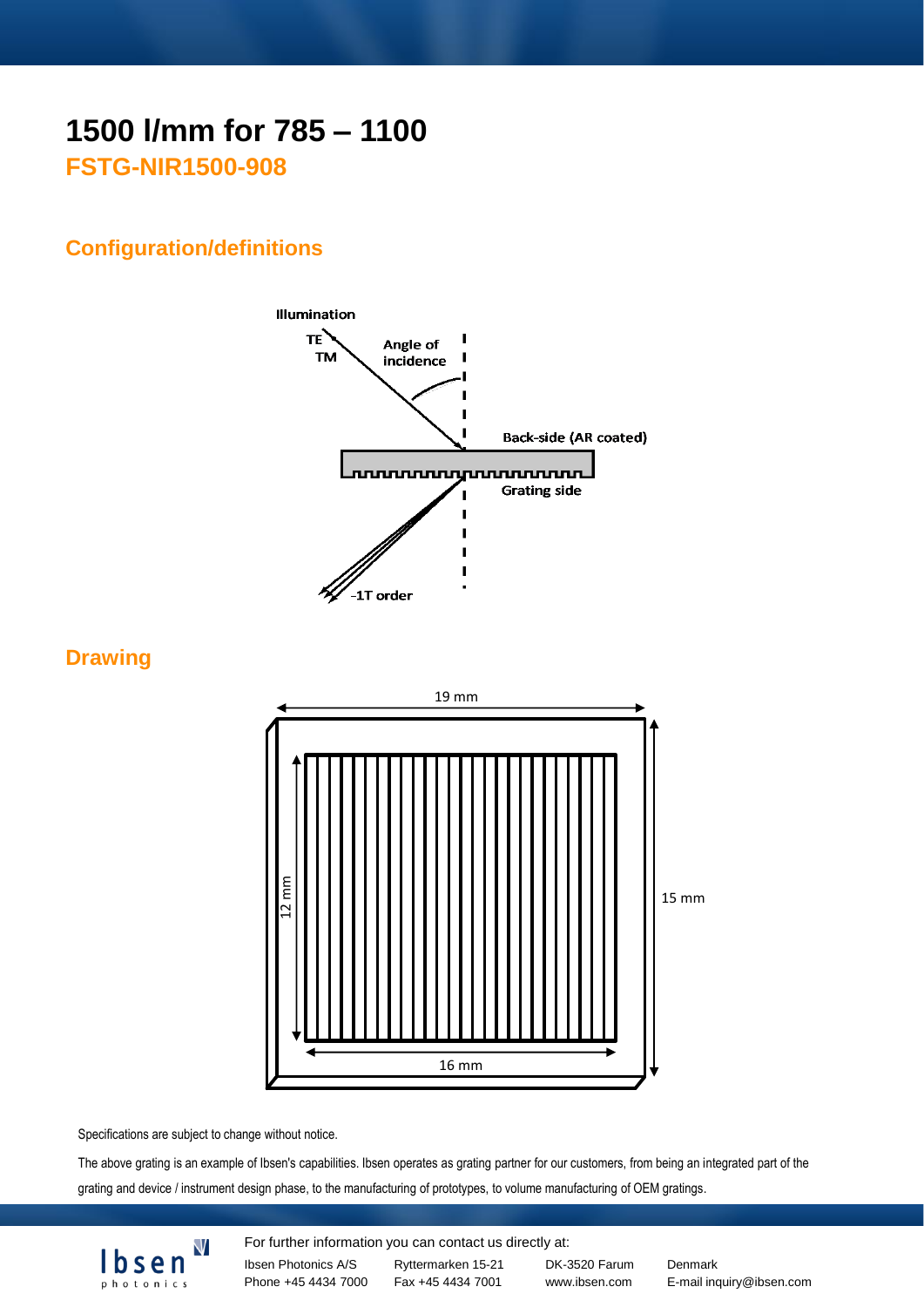# 1500 l/mm for 785 – 1100

## FSTG-NIR1500-908

## Configuration/definitions

Illumination

TE

TM

Angle of incidence

Back-side (AR coated)

Grating side

-1T order

## Drawing

19 mm

15 mm

12 mm

16 mm

Specifications are subject to change without notice.

The above grating is an example of Ibsen's capabilities. Ibsen operates as grating partner for our customers, from being an integrated part of the grating and device / instrument design phase, to the manufacturing of prototypes, to volume manufacturing of OEM gratings.

For further information you can contact us directly at:

Ibsen Photonics A/S  
Phone +45 4434 7000

Ryttermarken 15-21  
Fax +45 4434 7001

DK-3520 Farum  
www.ibsen.com

Denmark  
E-mail inquiry@ibsen.com